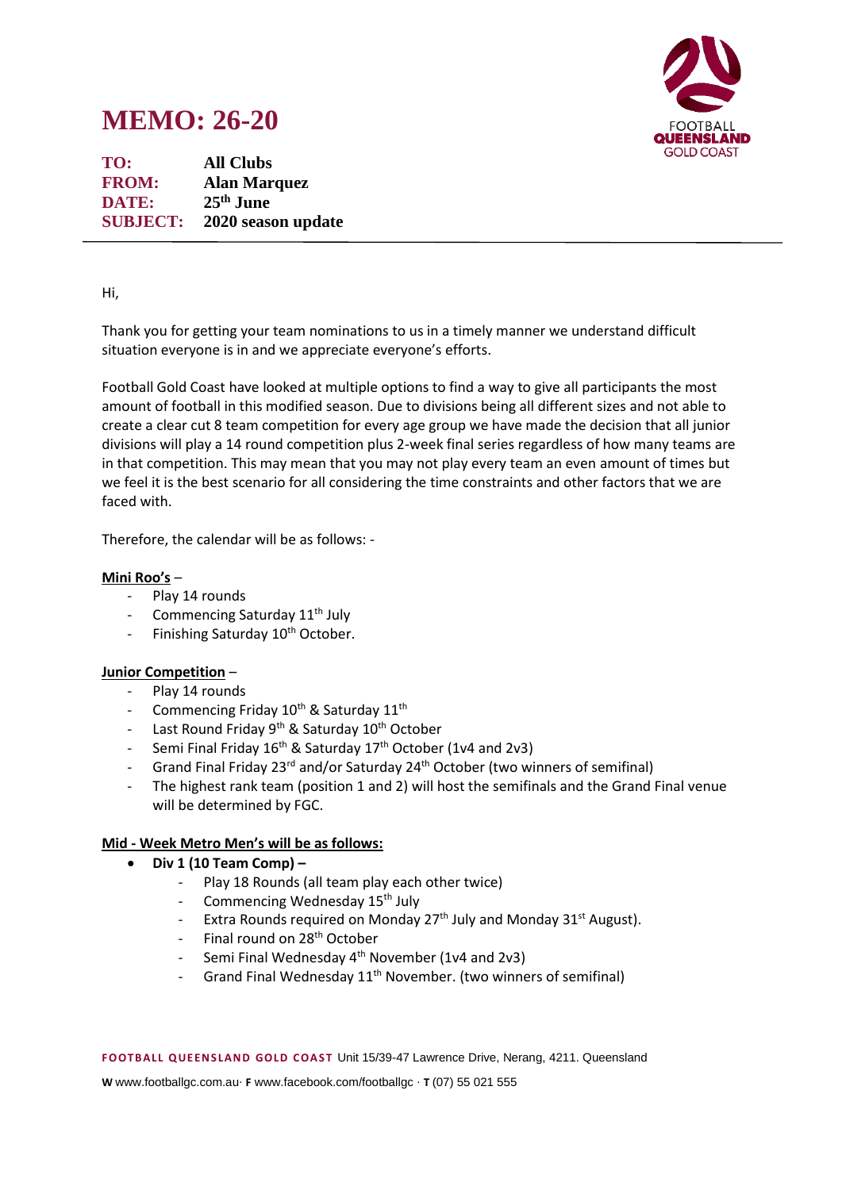# MEMO: 26-20

**TO:** All Clubs
**FROM:** Alan Marquez
**DATE:** 25th June
**SUBJECT:** 2020 season update

---

Hi,

Thank you for getting your team nominations to us in a timely manner we understand difficult situation everyone is in and we appreciate everyone's efforts.

Football Gold Coast have looked at multiple options to find a way to give all participants the most amount of football in this modified season. Due to divisions being all different sizes and not able to create a clear cut 8 team competition for every age group we have made the decision that all junior divisions will play a 14 round competition plus 2-week final series regardless of how many teams are in that competition. This may mean that you may not play every team an even amount of times but we feel it is the best scenario for all considering the time constraints and other factors that we are faced with.

Therefore, the calendar will be as follows: -

**Mini Roo's** –

- Play 14 rounds
- Commencing Saturday 11th July
- Finishing Saturday 10th October.

**Junior Competition** –

- Play 14 rounds
- Commencing Friday 10th & Saturday 11th
- Last Round Friday 9th & Saturday 10th October
- Semi Final Friday 16th & Saturday 17th October (1v4 and 2v3)
- Grand Final Friday 23rd and/or Saturday 24th October (two winners of semifinal)
- The highest rank team (position 1 and 2) will host the semifinals and the Grand Final venue will be determined by FGC.

**Mid - Week Metro Men's will be as follows:**

- **Div 1 (10 Team Comp) –**
  - Play 18 Rounds (all team play each other twice)
  - Commencing Wednesday 15th July
  - Extra Rounds required on Monday 27th July and Monday 31st August).
  - Final round on 28th October
  - Semi Final Wednesday 4th November (1v4 and 2v3)
  - Grand Final Wednesday 11th November. (two winners of semifinal)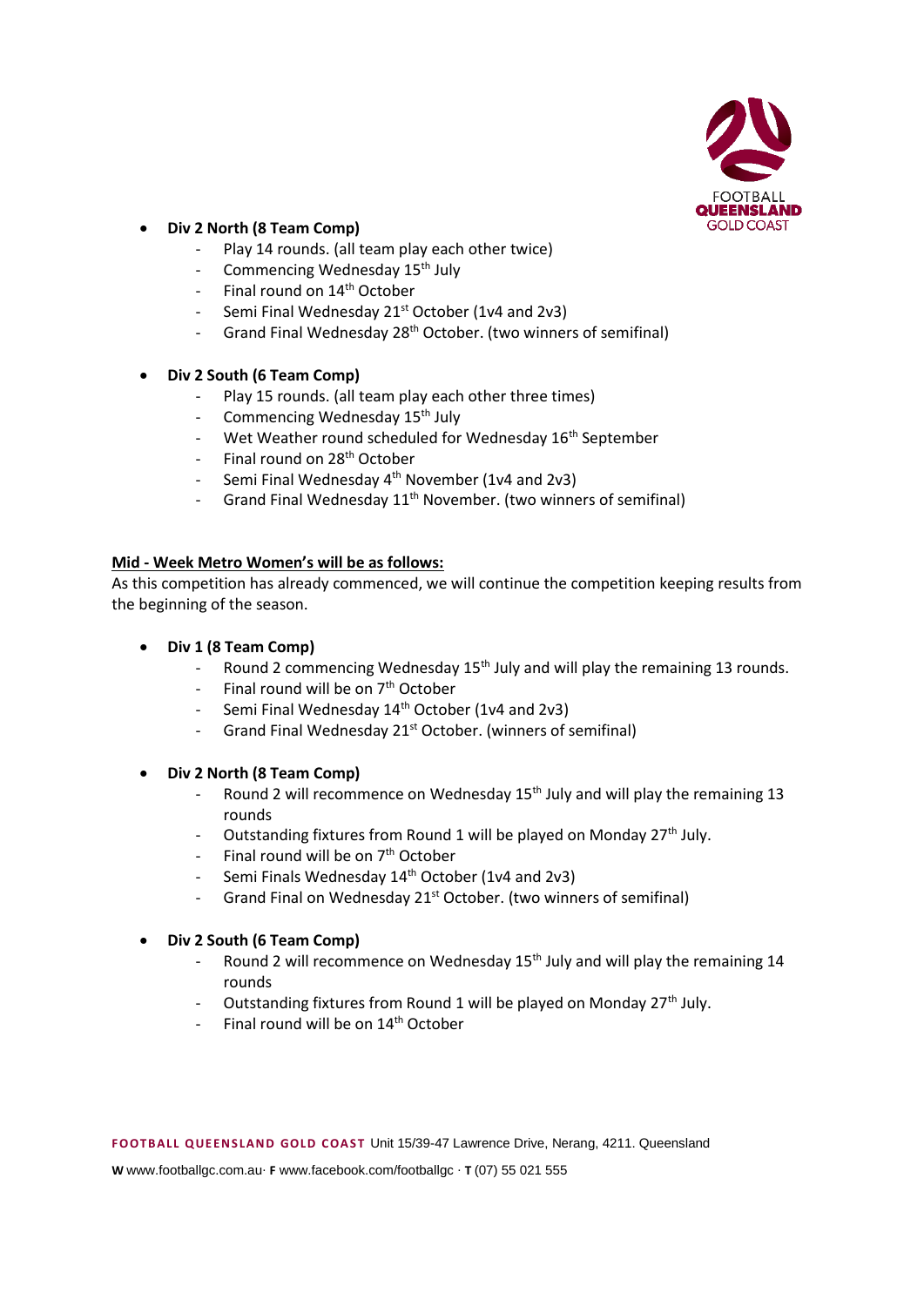- **Div 2 North (8 Team Comp)**
  - Play 14 rounds. (all team play each other twice)
  - Commencing Wednesday 15th July
  - Final round on 14th October
  - Semi Final Wednesday 21st October (1v4 and 2v3)
  - Grand Final Wednesday 28th October. (two winners of semifinal)

- **Div 2 South (6 Team Comp)**
  - Play 15 rounds. (all team play each other three times)
  - Commencing Wednesday 15th July
  - Wet Weather round scheduled for Wednesday 16th September
  - Final round on 28th October
  - Semi Final Wednesday 4th November (1v4 and 2v3)
  - Grand Final Wednesday 11th November. (two winners of semifinal)

**Mid - Week Metro Women's will be as follows:**

As this competition has already commenced, we will continue the competition keeping results from the beginning of the season.

- **Div 1 (8 Team Comp)**
  - Round 2 commencing Wednesday 15th July and will play the remaining 13 rounds.
  - Final round will be on 7th October
  - Semi Final Wednesday 14th October (1v4 and 2v3)
  - Grand Final Wednesday 21st October. (winners of semifinal)

- **Div 2 North (8 Team Comp)**
  - Round 2 will recommence on Wednesday 15th July and will play the remaining 13 rounds
  - Outstanding fixtures from Round 1 will be played on Monday 27th July.
  - Final round will be on 7th October
  - Semi Finals Wednesday 14th October (1v4 and 2v3)
  - Grand Final on Wednesday 21st October. (two winners of semifinal)

- **Div 2 South (6 Team Comp)**
  - Round 2 will recommence on Wednesday 15th July and will play the remaining 14 rounds
  - Outstanding fixtures from Round 1 will be played on Monday 27th July.
  - Final round will be on 14th October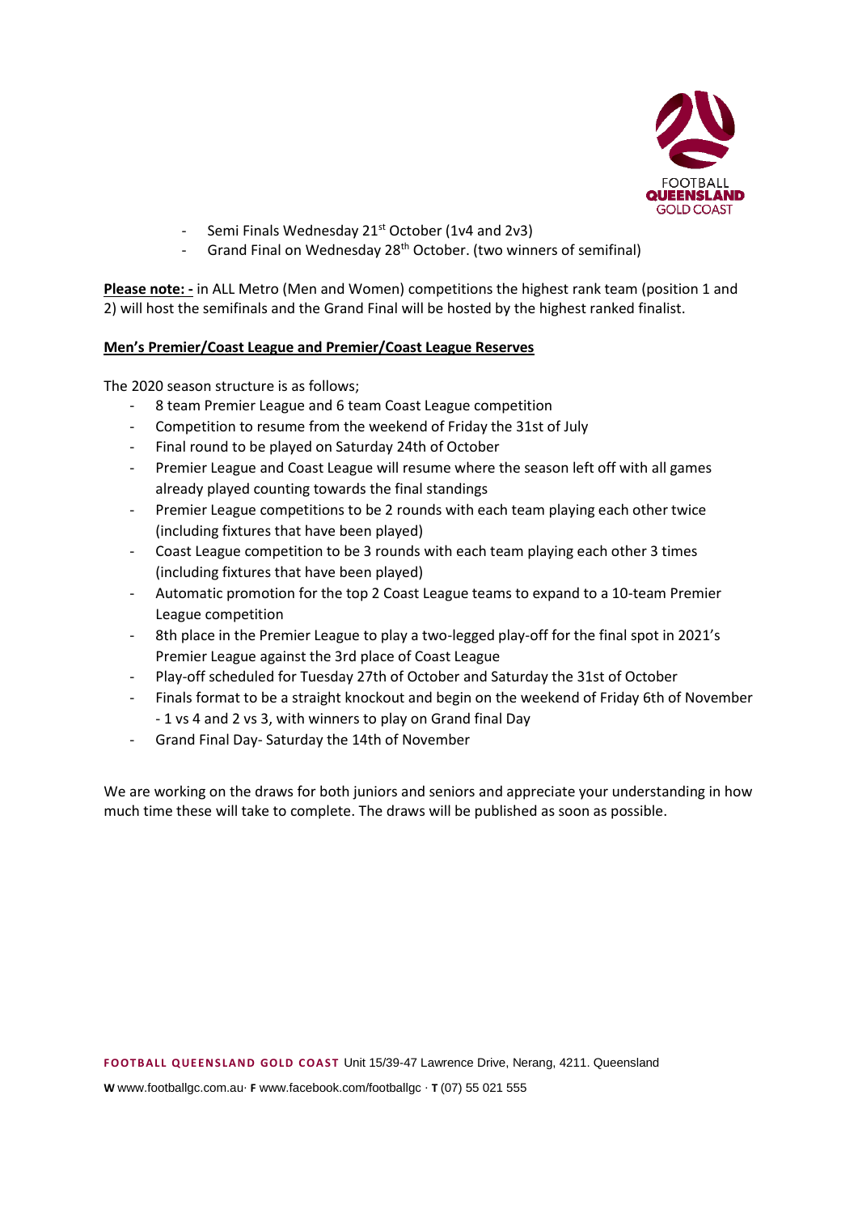- Semi Finals Wednesday 21st October (1v4 and 2v3)
- Grand Final on Wednesday 28th October. (two winners of semifinal)

**Please note: -** in ALL Metro (Men and Women) competitions the highest rank team (position 1 and 2) will host the semifinals and the Grand Final will be hosted by the highest ranked finalist.

**Men's Premier/Coast League and Premier/Coast League Reserves**

The 2020 season structure is as follows;

- 8 team Premier League and 6 team Coast League competition
- Competition to resume from the weekend of Friday the 31st of July
- Final round to be played on Saturday 24th of October
- Premier League and Coast League will resume where the season left off with all games already played counting towards the final standings
- Premier League competitions to be 2 rounds with each team playing each other twice (including fixtures that have been played)
- Coast League competition to be 3 rounds with each team playing each other 3 times (including fixtures that have been played)
- Automatic promotion for the top 2 Coast League teams to expand to a 10-team Premier League competition
- 8th place in the Premier League to play a two-legged play-off for the final spot in 2021's Premier League against the 3rd place of Coast League
- Play-off scheduled for Tuesday 27th of October and Saturday the 31st of October
- Finals format to be a straight knockout and begin on the weekend of Friday 6th of November - 1 vs 4 and 2 vs 3, with winners to play on Grand final Day
- Grand Final Day- Saturday the 14th of November

We are working on the draws for both juniors and seniors and appreciate your understanding in how much time these will take to complete. The draws will be published as soon as possible.